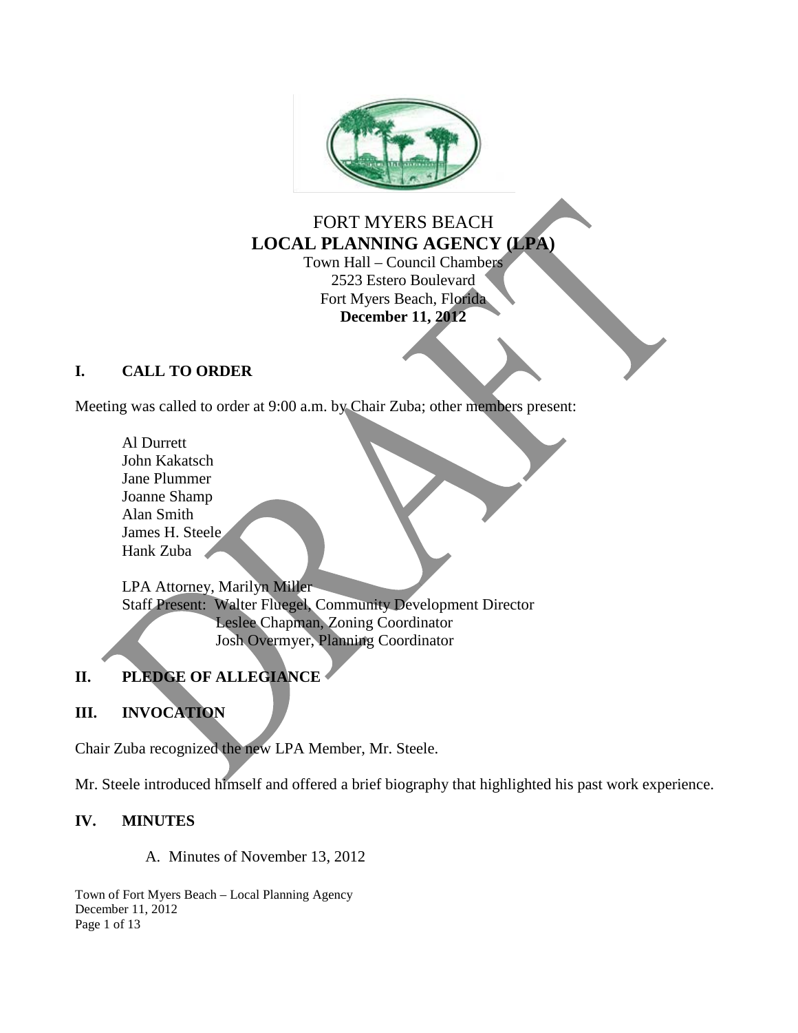# FORT MYERS BEACH
## LOCAL PLANNING AGENCY (LPA)

Town Hall – Council Chambers
2523 Estero Boulevard
Fort Myers Beach, Florida
**December 11, 2012**

## I. CALL TO ORDER

Meeting was called to order at 9:00 a.m. by Chair Zuba; other members present:

Al Durrett
John Kakatsch
Jane Plummer
Joanne Shamp
Alan Smith
James H. Steele
Hank Zuba

LPA Attorney, Marilyn Miller
Staff Present: Walter Fluegel, Community Development Director
Leslee Chapman, Zoning Coordinator
Josh Overmyer, Planning Coordinator

## II. PLEDGE OF ALLEGIANCE

## III. INVOCATION

Chair Zuba recognized the new LPA Member, Mr. Steele.

Mr. Steele introduced himself and offered a brief biography that highlighted his past work experience.

## IV. MINUTES

A. Minutes of November 13, 2012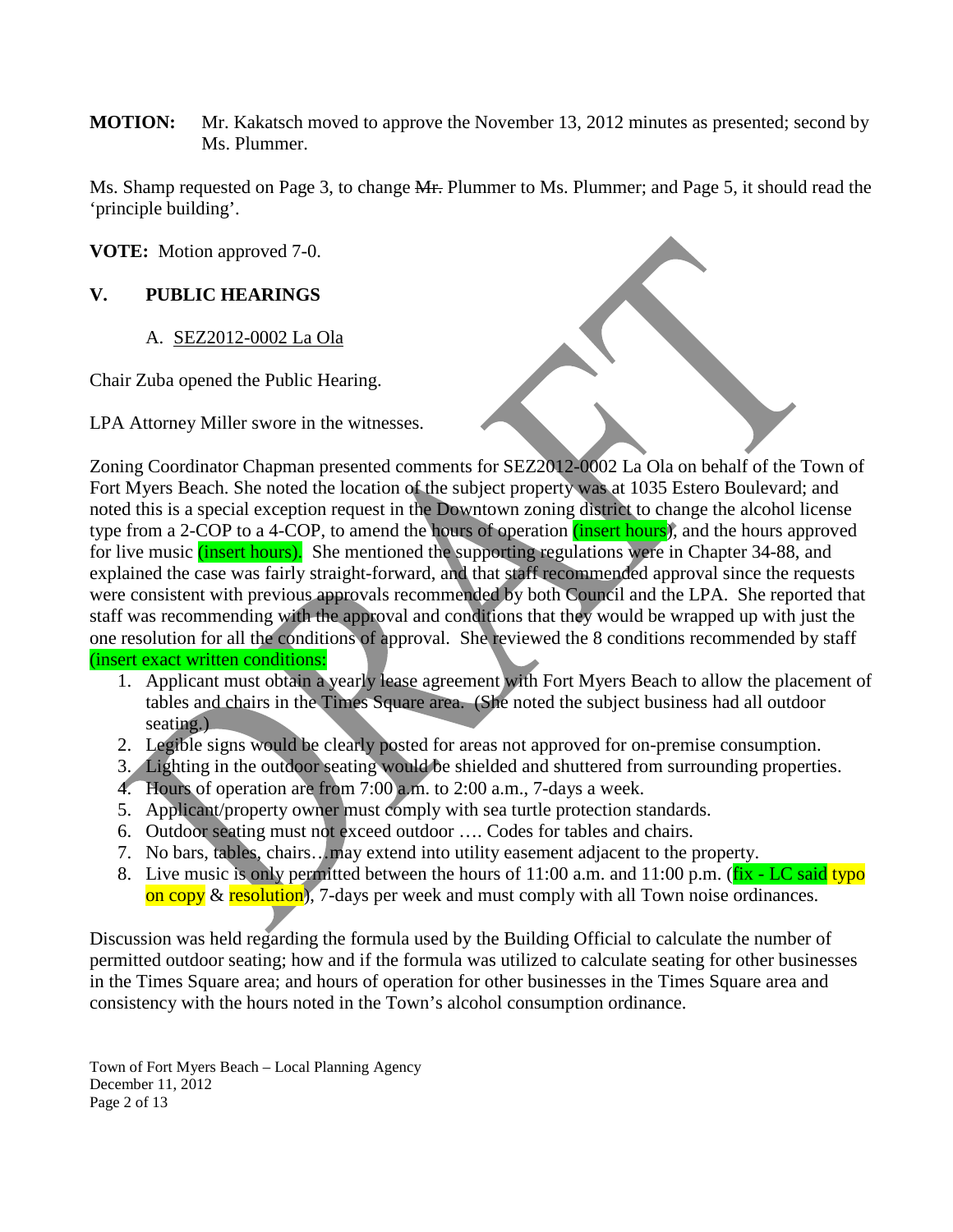**MOTION:** Mr. Kakatsch moved to approve the November 13, 2012 minutes as presented; second by Ms. Plummer.

Ms. Shamp requested on Page 3, to change ~~Mr.~~ Plummer to Ms. Plummer; and Page 5, it should read the 'principle building'.

**VOTE:** Motion approved 7-0.

## V. PUBLIC HEARINGS

A. SEZ2012-0002 La Ola

Chair Zuba opened the Public Hearing.

LPA Attorney Miller swore in the witnesses.

Zoning Coordinator Chapman presented comments for SEZ2012-0002 La Ola on behalf of the Town of Fort Myers Beach. She noted the location of the subject property was at 1035 Estero Boulevard; and noted this is a special exception request in the Downtown zoning district to change the alcohol license type from a 2-COP to a 4-COP, to amend the hours of operation (insert hours), and the hours approved for live music (insert hours). She mentioned the supporting regulations were in Chapter 34-88, and explained the case was fairly straight-forward, and that staff recommended approval since the requests were consistent with previous approvals recommended by both Council and the LPA. She reported that staff was recommending with the approval and conditions that they would be wrapped up with just the one resolution for all the conditions of approval. She reviewed the 8 conditions recommended by staff (insert exact written conditions:

1. Applicant must obtain a yearly lease agreement with Fort Myers Beach to allow the placement of tables and chairs in the Times Square area. (She noted the subject business had all outdoor seating.)
2. Legible signs would be clearly posted for areas not approved for on-premise consumption.
3. Lighting in the outdoor seating would be shielded and shuttered from surrounding properties.
4. Hours of operation are from 7:00 a.m. to 2:00 a.m., 7-days a week.
5. Applicant/property owner must comply with sea turtle protection standards.
6. Outdoor seating must not exceed outdoor …. Codes for tables and chairs.
7. No bars, tables, chairs…may extend into utility easement adjacent to the property.
8. Live music is only permitted between the hours of 11:00 a.m. and 11:00 p.m. (fix - LC said typo on copy & resolution), 7-days per week and must comply with all Town noise ordinances.

Discussion was held regarding the formula used by the Building Official to calculate the number of permitted outdoor seating; how and if the formula was utilized to calculate seating for other businesses in the Times Square area; and hours of operation for other businesses in the Times Square area and consistency with the hours noted in the Town's alcohol consumption ordinance.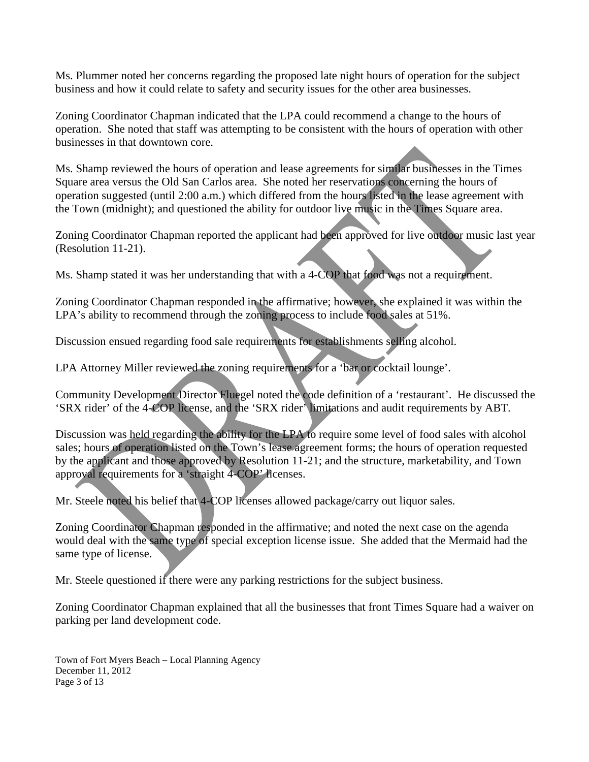Ms. Plummer noted her concerns regarding the proposed late night hours of operation for the subject business and how it could relate to safety and security issues for the other area businesses.

Zoning Coordinator Chapman indicated that the LPA could recommend a change to the hours of operation. She noted that staff was attempting to be consistent with the hours of operation with other businesses in that downtown core.

Ms. Shamp reviewed the hours of operation and lease agreements for similar businesses in the Times Square area versus the Old San Carlos area. She noted her reservations concerning the hours of operation suggested (until 2:00 a.m.) which differed from the hours listed in the lease agreement with the Town (midnight); and questioned the ability for outdoor live music in the Times Square area.

Zoning Coordinator Chapman reported the applicant had been approved for live outdoor music last year (Resolution 11-21).

Ms. Shamp stated it was her understanding that with a 4-COP that food was not a requirement.

Zoning Coordinator Chapman responded in the affirmative; however, she explained it was within the LPA's ability to recommend through the zoning process to include food sales at 51%.

Discussion ensued regarding food sale requirements for establishments selling alcohol.

LPA Attorney Miller reviewed the zoning requirements for a 'bar or cocktail lounge'.

Community Development Director Fluegel noted the code definition of a 'restaurant'. He discussed the 'SRX rider' of the 4-COP license, and the 'SRX rider' limitations and audit requirements by ABT.

Discussion was held regarding the ability for the LPA to require some level of food sales with alcohol sales; hours of operation listed on the Town's lease agreement forms; the hours of operation requested by the applicant and those approved by Resolution 11-21; and the structure, marketability, and Town approval requirements for a 'straight 4-COP' licenses.

Mr. Steele noted his belief that 4-COP licenses allowed package/carry out liquor sales.

Zoning Coordinator Chapman responded in the affirmative; and noted the next case on the agenda would deal with the same type of special exception license issue. She added that the Mermaid had the same type of license.

Mr. Steele questioned if there were any parking restrictions for the subject business.

Zoning Coordinator Chapman explained that all the businesses that front Times Square had a waiver on parking per land development code.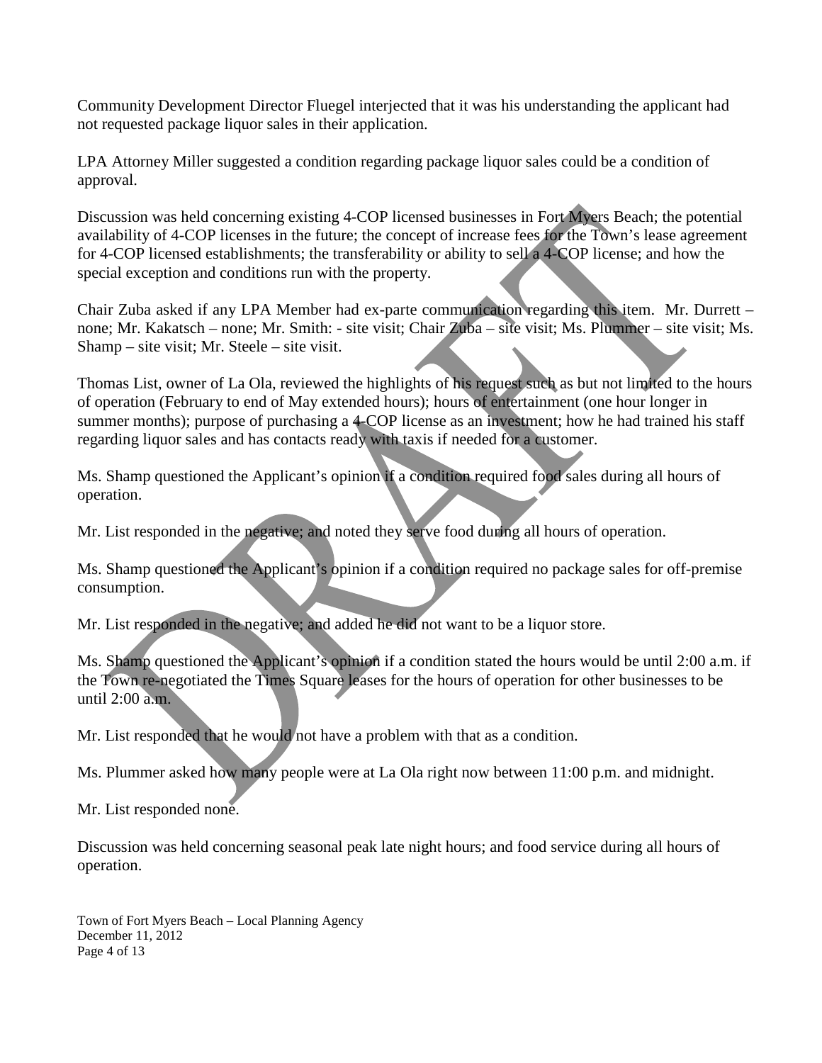Community Development Director Fluegel interjected that it was his understanding the applicant had not requested package liquor sales in their application.

LPA Attorney Miller suggested a condition regarding package liquor sales could be a condition of approval.

Discussion was held concerning existing 4-COP licensed businesses in Fort Myers Beach; the potential availability of 4-COP licenses in the future; the concept of increase fees for the Town's lease agreement for 4-COP licensed establishments; the transferability or ability to sell a 4-COP license; and how the special exception and conditions run with the property.

Chair Zuba asked if any LPA Member had ex-parte communication regarding this item. Mr. Durrett – none; Mr. Kakatsch – none; Mr. Smith: - site visit; Chair Zuba – site visit; Ms. Plummer – site visit; Ms. Shamp – site visit; Mr. Steele – site visit.

Thomas List, owner of La Ola, reviewed the highlights of his request such as but not limited to the hours of operation (February to end of May extended hours); hours of entertainment (one hour longer in summer months); purpose of purchasing a 4-COP license as an investment; how he had trained his staff regarding liquor sales and has contacts ready with taxis if needed for a customer.

Ms. Shamp questioned the Applicant's opinion if a condition required food sales during all hours of operation.

Mr. List responded in the negative; and noted they serve food during all hours of operation.

Ms. Shamp questioned the Applicant's opinion if a condition required no package sales for off-premise consumption.

Mr. List responded in the negative; and added he did not want to be a liquor store.

Ms. Shamp questioned the Applicant's opinion if a condition stated the hours would be until 2:00 a.m. if the Town re-negotiated the Times Square leases for the hours of operation for other businesses to be until 2:00 a.m.

Mr. List responded that he would not have a problem with that as a condition.

Ms. Plummer asked how many people were at La Ola right now between 11:00 p.m. and midnight.

Mr. List responded none.

Discussion was held concerning seasonal peak late night hours; and food service during all hours of operation.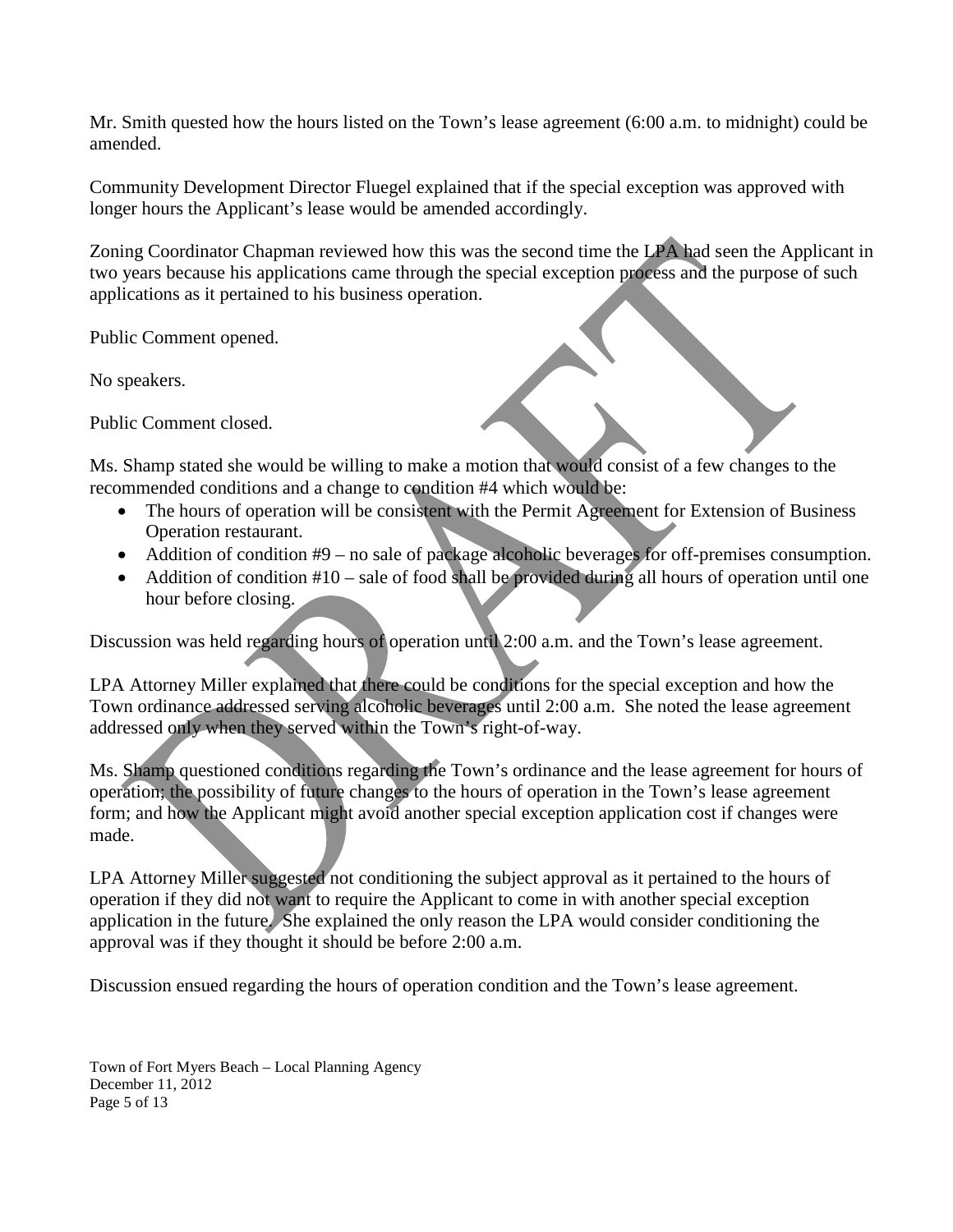Mr. Smith quested how the hours listed on the Town's lease agreement (6:00 a.m. to midnight) could be amended.

Community Development Director Fluegel explained that if the special exception was approved with longer hours the Applicant's lease would be amended accordingly.

Zoning Coordinator Chapman reviewed how this was the second time the LPA had seen the Applicant in two years because his applications came through the special exception process and the purpose of such applications as it pertained to his business operation.

Public Comment opened.

No speakers.

Public Comment closed.

Ms. Shamp stated she would be willing to make a motion that would consist of a few changes to the recommended conditions and a change to condition #4 which would be:

- The hours of operation will be consistent with the Permit Agreement for Extension of Business Operation restaurant.
- Addition of condition #9 – no sale of package alcoholic beverages for off-premises consumption.
- Addition of condition #10 – sale of food shall be provided during all hours of operation until one hour before closing.

Discussion was held regarding hours of operation until 2:00 a.m. and the Town's lease agreement.

LPA Attorney Miller explained that there could be conditions for the special exception and how the Town ordinance addressed serving alcoholic beverages until 2:00 a.m. She noted the lease agreement addressed only when they served within the Town's right-of-way.

Ms. Shamp questioned conditions regarding the Town's ordinance and the lease agreement for hours of operation; the possibility of future changes to the hours of operation in the Town's lease agreement form; and how the Applicant might avoid another special exception application cost if changes were made.

LPA Attorney Miller suggested not conditioning the subject approval as it pertained to the hours of operation if they did not want to require the Applicant to come in with another special exception application in the future. She explained the only reason the LPA would consider conditioning the approval was if they thought it should be before 2:00 a.m.

Discussion ensued regarding the hours of operation condition and the Town's lease agreement.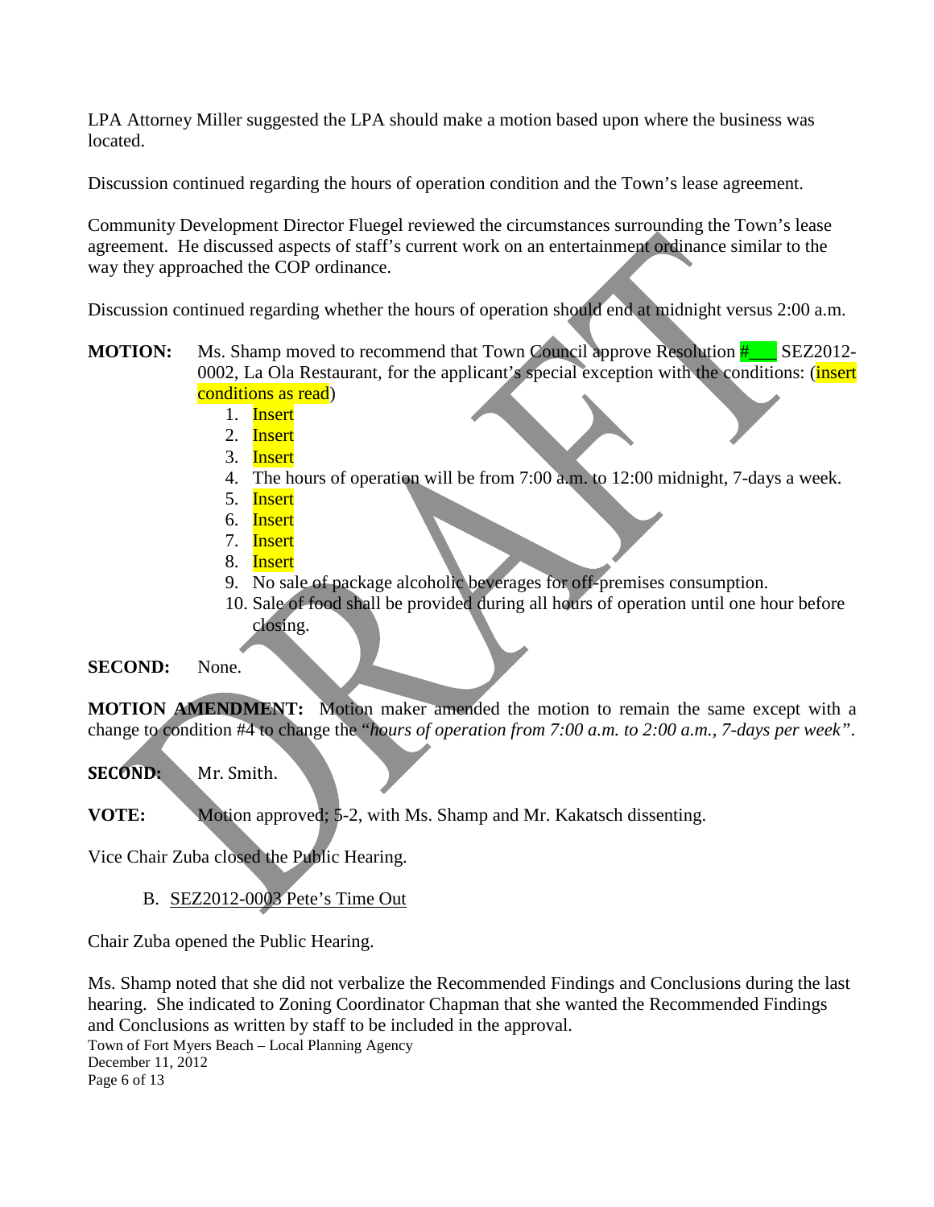LPA Attorney Miller suggested the LPA should make a motion based upon where the business was located.

Discussion continued regarding the hours of operation condition and the Town's lease agreement.

Community Development Director Fluegel reviewed the circumstances surrounding the Town's lease agreement. He discussed aspects of staff's current work on an entertainment ordinance similar to the way they approached the COP ordinance.

Discussion continued regarding whether the hours of operation should end at midnight versus 2:00 a.m.

**MOTION:** Ms. Shamp moved to recommend that Town Council approve Resolution #___ SEZ2012-0002, La Ola Restaurant, for the applicant's special exception with the conditions: (insert conditions as read)

1. Insert
2. Insert
3. Insert
4. The hours of operation will be from 7:00 a.m. to 12:00 midnight, 7-days a week.
5. Insert
6. Insert
7. Insert
8. Insert
9. No sale of package alcoholic beverages for off-premises consumption.
10. Sale of food shall be provided during all hours of operation until one hour before closing.

**SECOND:** None.

**MOTION AMENDMENT:** Motion maker amended the motion to remain the same except with a change to condition #4 to change the "*hours of operation from 7:00 a.m. to 2:00 a.m., 7-days per week*".

**SECOND:** Mr. Smith.

**VOTE:** Motion approved; 5-2, with Ms. Shamp and Mr. Kakatsch dissenting.

Vice Chair Zuba closed the Public Hearing.

B. SEZ2012-0003 Pete's Time Out

Chair Zuba opened the Public Hearing.

Ms. Shamp noted that she did not verbalize the Recommended Findings and Conclusions during the last hearing. She indicated to Zoning Coordinator Chapman that she wanted the Recommended Findings and Conclusions as written by staff to be included in the approval.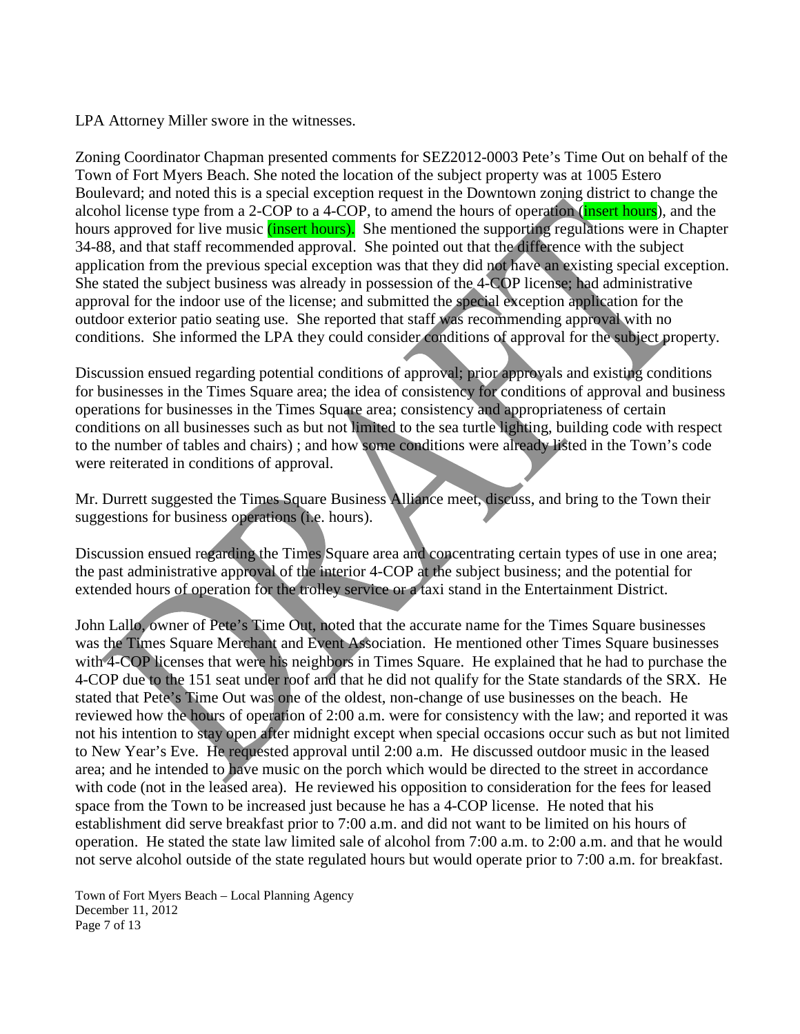LPA Attorney Miller swore in the witnesses.

Zoning Coordinator Chapman presented comments for SEZ2012-0003 Pete's Time Out on behalf of the Town of Fort Myers Beach. She noted the location of the subject property was at 1005 Estero Boulevard; and noted this is a special exception request in the Downtown zoning district to change the alcohol license type from a 2-COP to a 4-COP, to amend the hours of operation (insert hours), and the hours approved for live music (insert hours). She mentioned the supporting regulations were in Chapter 34-88, and that staff recommended approval. She pointed out that the difference with the subject application from the previous special exception was that they did not have an existing special exception. She stated the subject business was already in possession of the 4-COP license; had administrative approval for the indoor use of the license; and submitted the special exception application for the outdoor exterior patio seating use. She reported that staff was recommending approval with no conditions. She informed the LPA they could consider conditions of approval for the subject property.

Discussion ensued regarding potential conditions of approval; prior approvals and existing conditions for businesses in the Times Square area; the idea of consistency for conditions of approval and business operations for businesses in the Times Square area; consistency and appropriateness of certain conditions on all businesses such as but not limited to the sea turtle lighting, building code with respect to the number of tables and chairs) ; and how some conditions were already listed in the Town's code were reiterated in conditions of approval.

Mr. Durrett suggested the Times Square Business Alliance meet, discuss, and bring to the Town their suggestions for business operations (i.e. hours).

Discussion ensued regarding the Times Square area and concentrating certain types of use in one area; the past administrative approval of the interior 4-COP at the subject business; and the potential for extended hours of operation for the trolley service or a taxi stand in the Entertainment District.

John Lallo, owner of Pete's Time Out, noted that the accurate name for the Times Square businesses was the Times Square Merchant and Event Association. He mentioned other Times Square businesses with 4-COP licenses that were his neighbors in Times Square. He explained that he had to purchase the 4-COP due to the 151 seat under roof and that he did not qualify for the State standards of the SRX. He stated that Pete's Time Out was one of the oldest, non-change of use businesses on the beach. He reviewed how the hours of operation of 2:00 a.m. were for consistency with the law; and reported it was not his intention to stay open after midnight except when special occasions occur such as but not limited to New Year's Eve. He requested approval until 2:00 a.m. He discussed outdoor music in the leased area; and he intended to have music on the porch which would be directed to the street in accordance with code (not in the leased area). He reviewed his opposition to consideration for the fees for leased space from the Town to be increased just because he has a 4-COP license. He noted that his establishment did serve breakfast prior to 7:00 a.m. and did not want to be limited on his hours of operation. He stated the state law limited sale of alcohol from 7:00 a.m. to 2:00 a.m. and that he would not serve alcohol outside of the state regulated hours but would operate prior to 7:00 a.m. for breakfast.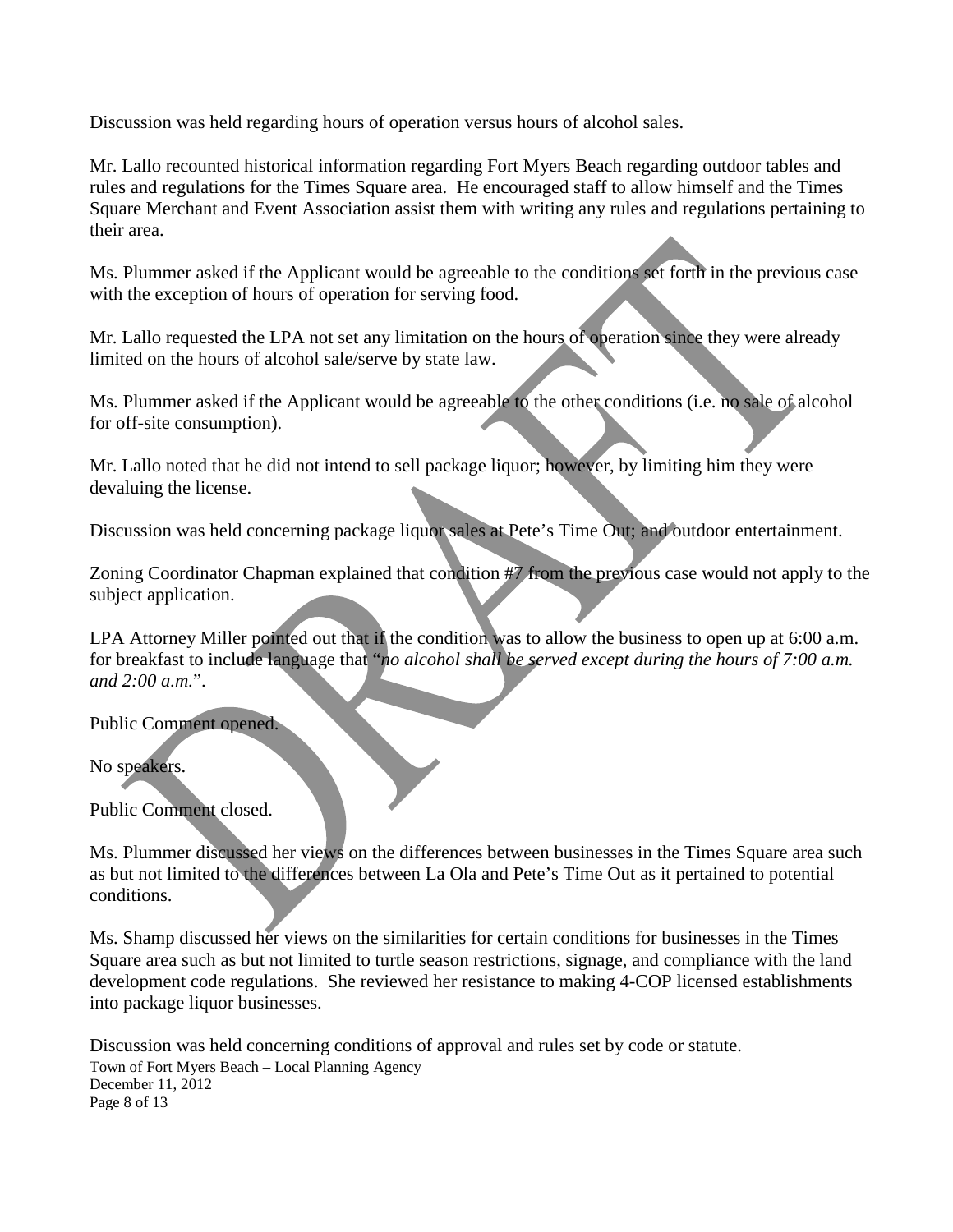Discussion was held regarding hours of operation versus hours of alcohol sales.

Mr. Lallo recounted historical information regarding Fort Myers Beach regarding outdoor tables and rules and regulations for the Times Square area. He encouraged staff to allow himself and the Times Square Merchant and Event Association assist them with writing any rules and regulations pertaining to their area.

Ms. Plummer asked if the Applicant would be agreeable to the conditions set forth in the previous case with the exception of hours of operation for serving food.

Mr. Lallo requested the LPA not set any limitation on the hours of operation since they were already limited on the hours of alcohol sale/serve by state law.

Ms. Plummer asked if the Applicant would be agreeable to the other conditions (i.e. no sale of alcohol for off-site consumption).

Mr. Lallo noted that he did not intend to sell package liquor; however, by limiting him they were devaluing the license.

Discussion was held concerning package liquor sales at Pete's Time Out; and outdoor entertainment.

Zoning Coordinator Chapman explained that condition #7 from the previous case would not apply to the subject application.

LPA Attorney Miller pointed out that if the condition was to allow the business to open up at 6:00 a.m. for breakfast to include language that "*no alcohol shall be served except during the hours of 7:00 a.m. and 2:00 a.m.*".

Public Comment opened.

No speakers.

Public Comment closed.

Ms. Plummer discussed her views on the differences between businesses in the Times Square area such as but not limited to the differences between La Ola and Pete's Time Out as it pertained to potential conditions.

Ms. Shamp discussed her views on the similarities for certain conditions for businesses in the Times Square area such as but not limited to turtle season restrictions, signage, and compliance with the land development code regulations. She reviewed her resistance to making 4-COP licensed establishments into package liquor businesses.

Discussion was held concerning conditions of approval and rules set by code or statute.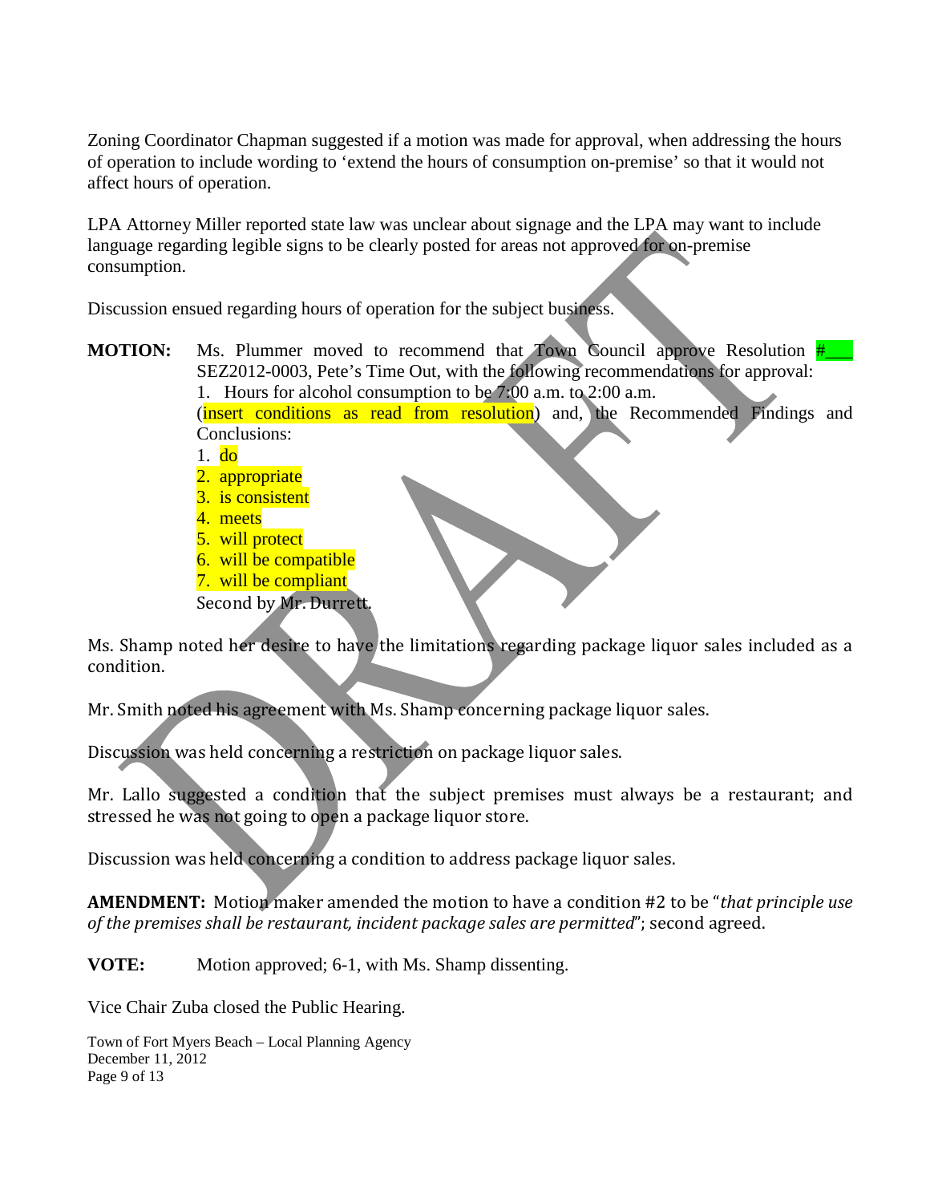Zoning Coordinator Chapman suggested if a motion was made for approval, when addressing the hours of operation to include wording to 'extend the hours of consumption on-premise' so that it would not affect hours of operation.

LPA Attorney Miller reported state law was unclear about signage and the LPA may want to include language regarding legible signs to be clearly posted for areas not approved for on-premise consumption.

Discussion ensued regarding hours of operation for the subject business.

**MOTION:** Ms. Plummer moved to recommend that Town Council approve Resolution #___ SEZ2012-0003, Pete's Time Out, with the following recommendations for approval:

1. Hours for alcohol consumption to be 7:00 a.m. to 2:00 a.m.

(insert conditions as read from resolution) and, the Recommended Findings and Conclusions:

1. do
2. appropriate
3. is consistent
4. meets
5. will protect
6. will be compatible
7. will be compliant

Second by Mr. Durrett.

Ms. Shamp noted her desire to have the limitations regarding package liquor sales included as a condition.

Mr. Smith noted his agreement with Ms. Shamp concerning package liquor sales.

Discussion was held concerning a restriction on package liquor sales.

Mr. Lallo suggested a condition that the subject premises must always be a restaurant; and stressed he was not going to open a package liquor store.

Discussion was held concerning a condition to address package liquor sales.

**AMENDMENT:** Motion maker amended the motion to have a condition #2 to be "*that principle use of the premises shall be restaurant, incident package sales are permitted*"; second agreed.

**VOTE:** Motion approved; 6-1, with Ms. Shamp dissenting.

Vice Chair Zuba closed the Public Hearing.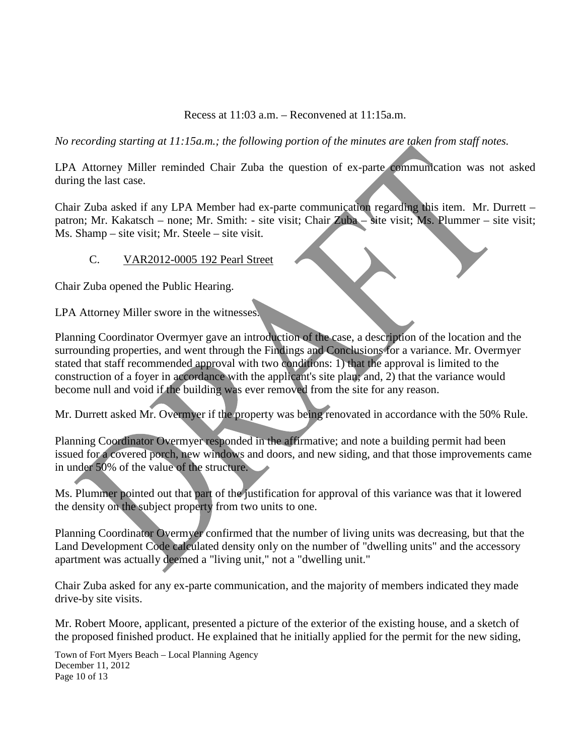Recess at 11:03 a.m. – Reconvened at 11:15a.m.

*No recording starting at 11:15a.m.; the following portion of the minutes are taken from staff notes.*

LPA Attorney Miller reminded Chair Zuba the question of ex-parte communication was not asked during the last case.

Chair Zuba asked if any LPA Member had ex-parte communication regarding this item. Mr. Durrett – patron; Mr. Kakatsch – none; Mr. Smith: - site visit; Chair Zuba – site visit; Ms. Plummer – site visit; Ms. Shamp – site visit; Mr. Steele – site visit.

C. VAR2012-0005 192 Pearl Street

Chair Zuba opened the Public Hearing.

LPA Attorney Miller swore in the witnesses.

Planning Coordinator Overmyer gave an introduction of the case, a description of the location and the surrounding properties, and went through the Findings and Conclusions for a variance. Mr. Overmyer stated that staff recommended approval with two conditions: 1) that the approval is limited to the construction of a foyer in accordance with the applicant's site plan; and, 2) that the variance would become null and void if the building was ever removed from the site for any reason.

Mr. Durrett asked Mr. Overmyer if the property was being renovated in accordance with the 50% Rule.

Planning Coordinator Overmyer responded in the affirmative; and note a building permit had been issued for a covered porch, new windows and doors, and new siding, and that those improvements came in under 50% of the value of the structure.

Ms. Plummer pointed out that part of the justification for approval of this variance was that it lowered the density on the subject property from two units to one.

Planning Coordinator Overmyer confirmed that the number of living units was decreasing, but that the Land Development Code calculated density only on the number of "dwelling units" and the accessory apartment was actually deemed a "living unit," not a "dwelling unit."

Chair Zuba asked for any ex-parte communication, and the majority of members indicated they made drive-by site visits.

Mr. Robert Moore, applicant, presented a picture of the exterior of the existing house, and a sketch of the proposed finished product. He explained that he initially applied for the permit for the new siding,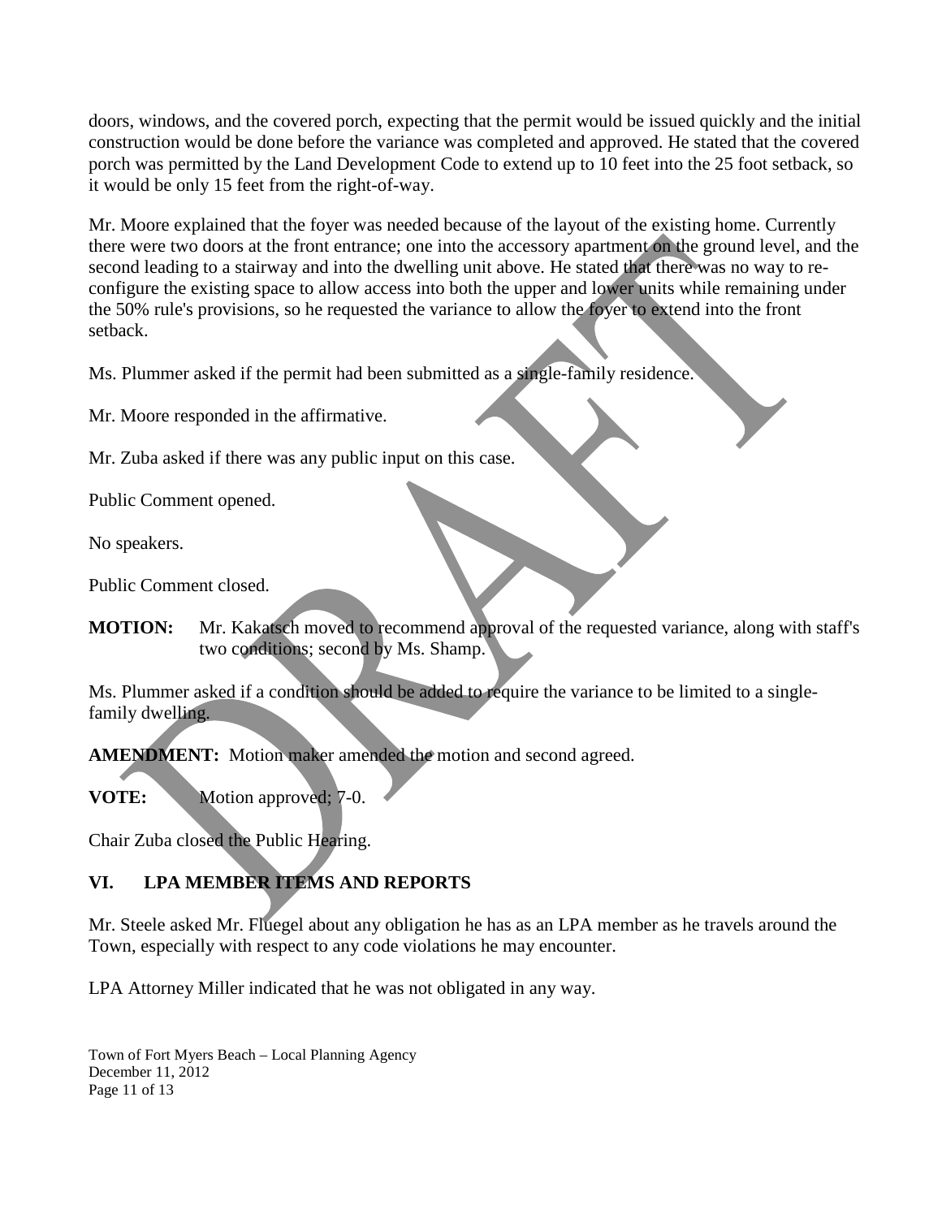doors, windows, and the covered porch, expecting that the permit would be issued quickly and the initial construction would be done before the variance was completed and approved. He stated that the covered porch was permitted by the Land Development Code to extend up to 10 feet into the 25 foot setback, so it would be only 15 feet from the right-of-way.

Mr. Moore explained that the foyer was needed because of the layout of the existing home. Currently there were two doors at the front entrance; one into the accessory apartment on the ground level, and the second leading to a stairway and into the dwelling unit above. He stated that there was no way to re-configure the existing space to allow access into both the upper and lower units while remaining under the 50% rule's provisions, so he requested the variance to allow the foyer to extend into the front setback.

Ms. Plummer asked if the permit had been submitted as a single-family residence.

Mr. Moore responded in the affirmative.

Mr. Zuba asked if there was any public input on this case.

Public Comment opened.

No speakers.

Public Comment closed.

**MOTION:** Mr. Kakatsch moved to recommend approval of the requested variance, along with staff's two conditions; second by Ms. Shamp.

Ms. Plummer asked if a condition should be added to require the variance to be limited to a single-family dwelling.

**AMENDMENT:** Motion maker amended the motion and second agreed.

**VOTE:** Motion approved; 7-0.

Chair Zuba closed the Public Hearing.

## VI. LPA MEMBER ITEMS AND REPORTS

Mr. Steele asked Mr. Fluegel about any obligation he has as an LPA member as he travels around the Town, especially with respect to any code violations he may encounter.

LPA Attorney Miller indicated that he was not obligated in any way.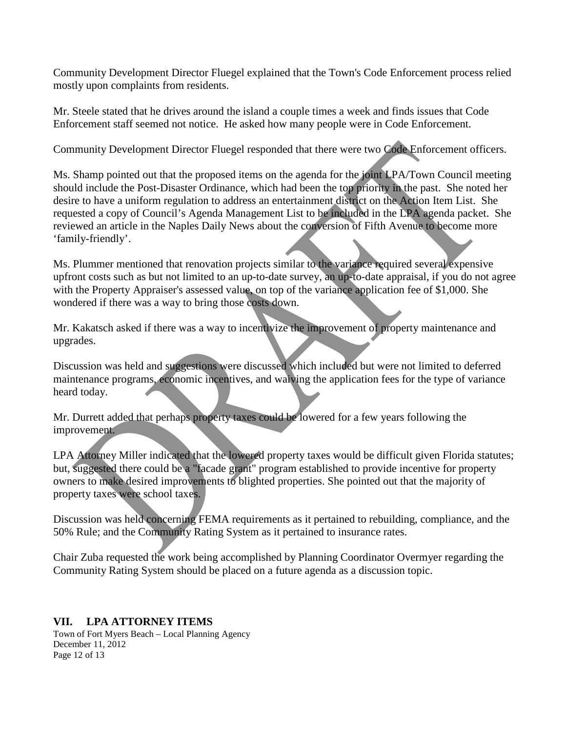Community Development Director Fluegel explained that the Town's Code Enforcement process relied mostly upon complaints from residents.

Mr. Steele stated that he drives around the island a couple times a week and finds issues that Code Enforcement staff seemed not notice. He asked how many people were in Code Enforcement.

Community Development Director Fluegel responded that there were two Code Enforcement officers.

Ms. Shamp pointed out that the proposed items on the agenda for the joint LPA/Town Council meeting should include the Post-Disaster Ordinance, which had been the top priority in the past. She noted her desire to have a uniform regulation to address an entertainment district on the Action Item List. She requested a copy of Council's Agenda Management List to be included in the LPA agenda packet. She reviewed an article in the Naples Daily News about the conversion of Fifth Avenue to become more 'family-friendly'.

Ms. Plummer mentioned that renovation projects similar to the variance required several expensive upfront costs such as but not limited to an up-to-date survey, an up-to-date appraisal, if you do not agree with the Property Appraiser's assessed value, on top of the variance application fee of $1,000. She wondered if there was a way to bring those costs down.

Mr. Kakatsch asked if there was a way to incentivize the improvement of property maintenance and upgrades.

Discussion was held and suggestions were discussed which included but were not limited to deferred maintenance programs, economic incentives, and waiving the application fees for the type of variance heard today.

Mr. Durrett added that perhaps property taxes could be lowered for a few years following the improvement.

LPA Attorney Miller indicated that the lowered property taxes would be difficult given Florida statutes; but, suggested there could be a "facade grant" program established to provide incentive for property owners to make desired improvements to blighted properties. She pointed out that the majority of property taxes were school taxes.

Discussion was held concerning FEMA requirements as it pertained to rebuilding, compliance, and the 50% Rule; and the Community Rating System as it pertained to insurance rates.

Chair Zuba requested the work being accomplished by Planning Coordinator Overmyer regarding the Community Rating System should be placed on a future agenda as a discussion topic.

## VII. LPA ATTORNEY ITEMS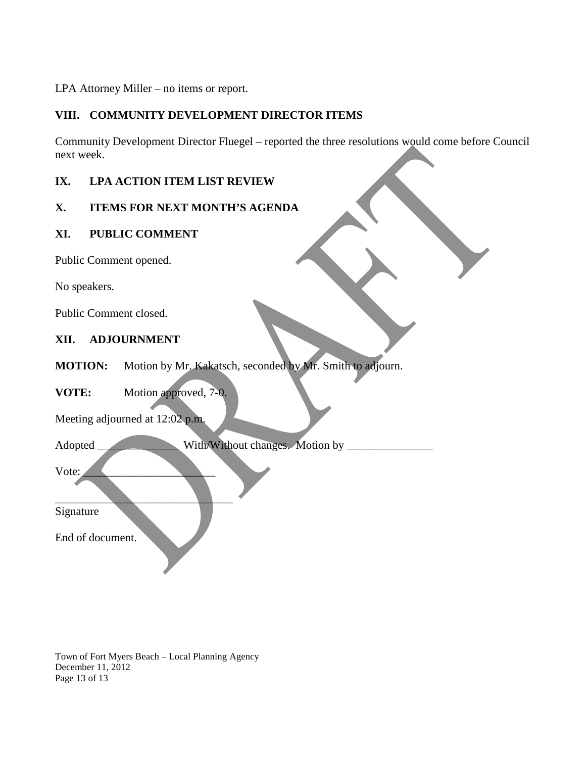LPA Attorney Miller – no items or report.

## VIII. COMMUNITY DEVELOPMENT DIRECTOR ITEMS

Community Development Director Fluegel – reported the three resolutions would come before Council next week.

## IX. LPA ACTION ITEM LIST REVIEW

## X. ITEMS FOR NEXT MONTH'S AGENDA

## XI. PUBLIC COMMENT

Public Comment opened.

No speakers.

Public Comment closed.

## XII. ADJOURNMENT

**MOTION:** Motion by Mr. Kakatsch, seconded by Mr. Smith to adjourn.

**VOTE:** Motion approved, 7-0.

Meeting adjourned at 12:02 p.m.

Adopted ______________ With/Without changes. Motion by _______________

Vote: ______________________

_______________________________
Signature

End of document.